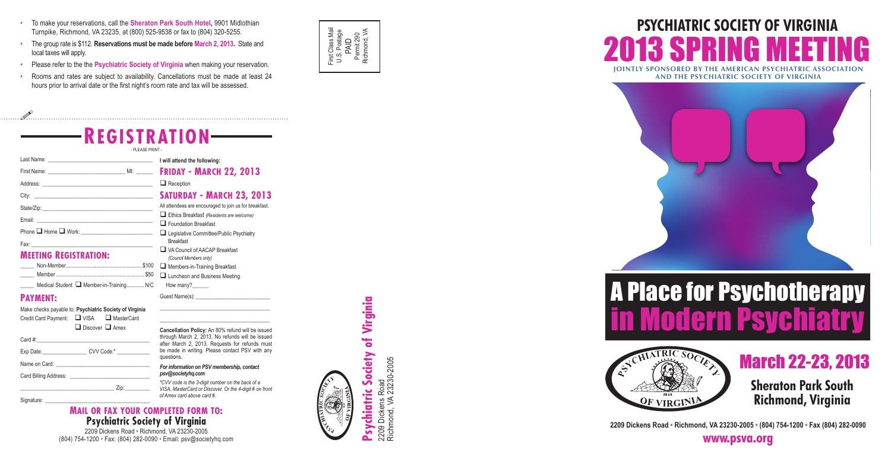- To make your reservations, call the **Sheraton Park South Hotel**, 9901 Midlothian Turnpike, Richmond, VA 23235, at (800) 525-9538 or fax to (804) 320-5255.
- The group rate is $112. **Reservations must be made before March 2, 2013.** State and local taxes will apply.
- Please refer to the the **Psychiatric Society of Virginia** when making your reservation.
- Rooms and rates are subject to availability. Cancellations must be made at least 24 hours prior to arrival date or the first night's room rate and tax will be assessed.

# REGISTRATION

- PLEASE PRINT -

Last Name: ______________________

First Name: ______________________ MI: _____

Address: ______________________

City: ______________________

State/Zip: ______________________

Email: ______________________

Phone ❑ Home ❑ Work: ______________________

Fax: ______________________

## MEETING REGISTRATION:

_____ Non-Member ............................ $100

_____ Member ............................ $50

_____ Medical Student ❑ Member-in-Training ............ N/C

## PAYMENT:

Make checks payable to: **Psychiatric Society of Virginia**

Credit Card Payment: ❑ VISA ❑ MasterCard ❑ Discover ❑ Amex

Card #: ______________________

Exp Date: ____________ CVV Code:* __________

Name on Card: ______________________

Card Billing Address: ______________________

______________________ Zip: ________

Signature: ______________________

**I will attend the following:**

## FRIDAY - MARCH 22, 2013

❑ Reception

## SATURDAY - MARCH 23, 2013

All attendees are encouraged to join us for breakfast.

❑ Ethics Breakfast *(Residents are welcome)*

❑ Foundation Breakfast

❑ Legislative Committee/Public Psychiatry Breakfast

❑ VA Council of AACAP Breakfast *(Council Members only)*

❑ Members-in-Training Breakfast

❑ Luncheon and Business Meeting

How many? ______

Guest Name(s): ______________________

**Cancellation Policy:** An 80% refund will be issued through March 2, 2013. No refunds will be issued after March 2, 2013. Requests for refunds must be made in writing. Please contact PSV with any questions.

***For information on PSV membership, contact psv@societyhq.com***

*\*CVV code is the 3-digit number on the back of a VISA, MasterCard or Discover. Or the 4-digit # on front of Amex card above card #.*

## MAIL OR FAX YOUR COMPLETED FORM TO:

**Psychiatric Society of Virginia**

2209 Dickens Road • Richmond, VA 23230-2005

(804) 754-1200 • Fax: (804) 282-0090 • Email: psv@societyhq.com

First Class Mail
U.S. Postage
PAID
Permit 290
Richmond, VA

**Psychiatric Society of Virginia**
2209 Dickens Road
Richmond, VA 23230-2005

# PSYCHIATRIC SOCIETY OF VIRGINIA

# 2013 SPRING MEETING

**JOINTLY SPONSORED BY THE AMERICAN PSYCHIATRIC ASSOCIATION AND THE PSYCHIATRIC SOCIETY OF VIRGINIA**

# A Place for Psychotherapy in Modern Psychiatry

## March 22-23, 2013

**Sheraton Park South**
**Richmond, Virginia**

**2209 Dickens Road • Richmond, VA 23230-2005 • (804) 754-1200 • Fax (804) 282-0090**

**www.psva.org**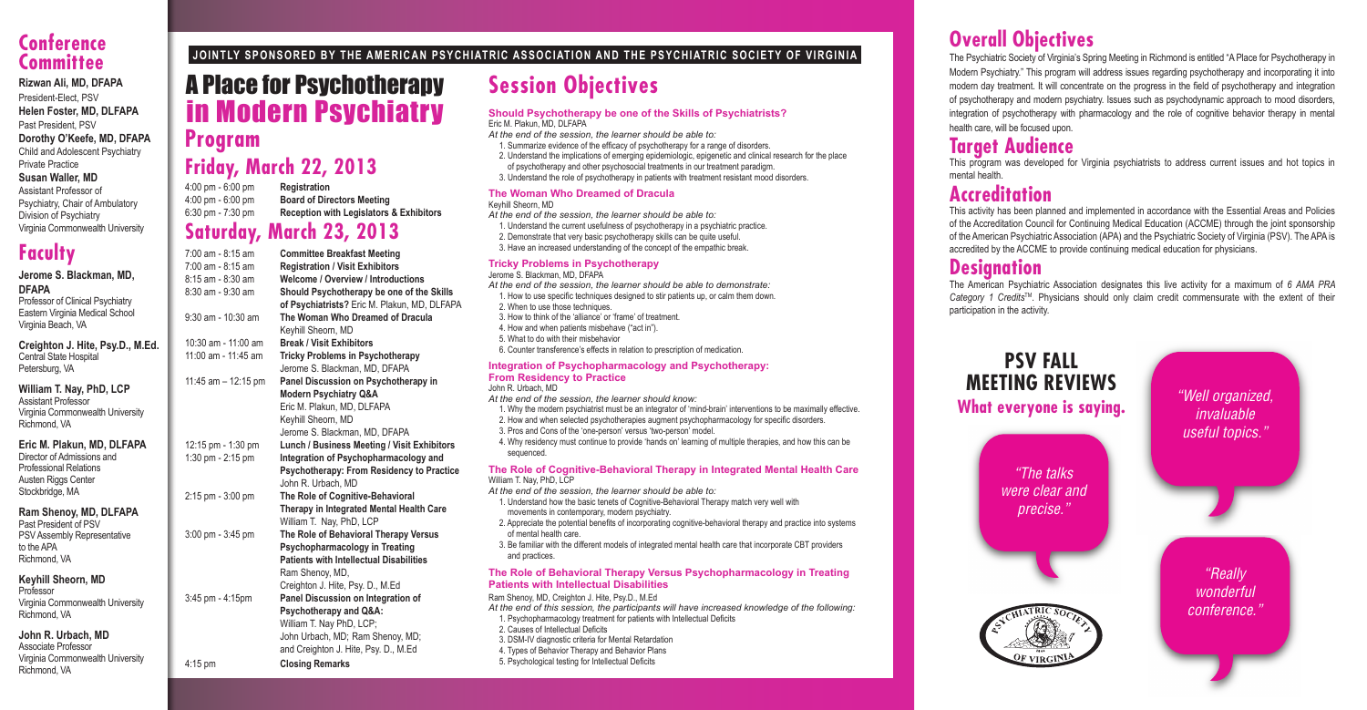## Conference Committee

**Rizwan Ali, MD, DFAPA**
President-Elect, PSV

**Helen Foster, MD, DLFAPA**
Past President, PSV

**Dorothy O'Keefe, MD, DFAPA**
Child and Adolescent Psychiatry
Private Practice

**Susan Waller, MD**
Assistant Professor of Psychiatry, Chair of Ambulatory Division of Psychiatry
Virginia Commonwealth University

## Faculty

**Jerome S. Blackman, MD, DFAPA**
Professor of Clinical Psychiatry
Eastern Virginia Medical School
Virginia Beach, VA

**Creighton J. Hite, Psy.D., M.Ed.**
Central State Hospital
Petersburg, VA

**William T. Nay, PhD, LCP**
Assistant Professor
Virginia Commonwealth University
Richmond, VA

**Eric M. Plakun, MD, DLFAPA**
Director of Admissions and Professional Relations
Austen Riggs Center
Stockbridge, MA

**Ram Shenoy, MD, DLFAPA**
Past President of PSV
PSV Assembly Representative to the APA
Richmond, VA

**Keyhill Sheorn, MD**
Professor
Virginia Commonwealth University
Richmond, VA

**John R. Urbach, MD**
Associate Professor
Virginia Commonwealth University
Richmond, VA

**JOINTLY SPONSORED BY THE AMERICAN PSYCHIATRIC ASSOCIATION AND THE PSYCHIATRIC SOCIETY OF VIRGINIA**

# A Place for Psychotherapy in Modern Psychiatry

## Program

## Friday, March 22, 2013

| | |
|---|---|
| 4:00 pm - 6:00 pm | **Registration** |
| 4:00 pm - 6:00 pm | **Board of Directors Meeting** |
| 6:30 pm - 7:30 pm | **Reception with Legislators & Exhibitors** |

## Saturday, March 23, 2013

| | |
|---|---|
| 7:00 am - 8:15 am | **Committee Breakfast Meeting** |
| 7:00 am - 8:15 am | **Registration / Visit Exhibitors** |
| 8:15 am - 8:30 am | **Welcome / Overview / Introductions** |
| 8:30 am - 9:30 am | **Should Psychotherapy be one of the Skills of Psychiatrists?** Eric M. Plakun, MD, DLFAPA |
| 9:30 am - 10:30 am | **The Woman Who Dreamed of Dracula** Keyhill Sheorn, MD |
| 10:30 am - 11:00 am | **Break / Visit Exhibitors** |
| 11:00 am - 11:45 am | **Tricky Problems in Psychotherapy** Jerome S. Blackman, MD, DFAPA |
| 11:45 am – 12:15 pm | **Panel Discussion on Psychotherapy in Modern Psychiatry Q&A** Eric M. Plakun, MD, DLFAPA; Keyhill Sheorn, MD; Jerome S. Blackman, MD, DFAPA |
| 12:15 pm - 1:30 pm | **Lunch / Business Meeting / Visit Exhibitors** |
| 1:30 pm - 2:15 pm | **Integration of Psychopharmacology and Psychotherapy: From Residency to Practice** John R. Urbach, MD |
| 2:15 pm - 3:00 pm | **The Role of Cognitive-Behavioral Therapy in Integrated Mental Health Care** William T. Nay, PhD, LCP |
| 3:00 pm - 3:45 pm | **The Role of Behavioral Therapy Versus Psychopharmacology in Treating Patients with Intellectual Disabilities** Ram Shenoy, MD, Creighton J. Hite, Psy. D., M.Ed |
| 3:45 pm - 4:15pm | **Panel Discussion on Integration of Psychotherapy and Q&A:** William T. Nay PhD, LCP; John Urbach, MD; Ram Shenoy, MD; and Creighton J. Hite, Psy. D., M.Ed |
| 4:15 pm | **Closing Remarks** |

## Session Objectives

### Should Psychotherapy be one of the Skills of Psychiatrists?

Eric M. Plakun, MD, DLFAPA

*At the end of the session, the learner should be able to:*

1. Summarize evidence of the efficacy of psychotherapy for a range of disorders.
2. Understand the implications of emerging epidemiologic, epigenetic and clinical research for the place of psychotherapy and other psychosocial treatments in our treatment paradigm.
3. Understand the role of psychotherapy in patients with treatment resistant mood disorders.

### The Woman Who Dreamed of Dracula

Keyhill Sheorn, MD

*At the end of the session, the learner should be able to:*

1. Understand the current usefulness of psychotherapy in a psychiatric practice.
2. Demonstrate that very basic psychotherapy skills can be quite useful.
3. Have an increased understanding of the concept of the empathic break.

### Tricky Problems in Psychotherapy

Jerome S. Blackman, MD, DFAPA

*At the end of the session, the learner should be able to demonstrate:*

1. How to use specific techniques designed to stir patients up, or calm them down.
2. When to use those techniques.
3. How to think of the 'alliance' or 'frame' of treatment.
4. How and when patients misbehave ("act in").
5. What to do with their misbehavior
6. Counter transference's effects in relation to prescription of medication.

### Integration of Psychopharmacology and Psychotherapy: From Residency to Practice

John R. Urbach, MD

*At the end of the session, the learner should know:*

1. Why the modern psychiatrist must be an integrator of 'mind-brain' interventions to be maximally effective.
2. How and when selected psychotherapies augment psychopharmacology for specific disorders.
3. Pros and Cons of the 'one-person' versus 'two-person' model.
4. Why residency must continue to provide 'hands on' learning of multiple therapies, and how this can be sequenced.

### The Role of Cognitive-Behavioral Therapy in Integrated Mental Health Care

William T. Nay, PhD, LCP

*At the end of the session, the learner should be able to:*

1. Understand how the basic tenets of Cognitive-Behavioral Therapy match very well with movements in contemporary, modern psychiatry.
2. Appreciate the potential benefits of incorporating cognitive-behavioral therapy and practice into systems of mental health care.
3. Be familiar with the different models of integrated mental health care that incorporate CBT providers and practices.

### The Role of Behavioral Therapy Versus Psychopharmacology in Treating Patients with Intellectual Disabilities

Ram Shenoy, MD, Creighton J. Hite, Psy.D., M.Ed

*At the end of this session, the participants will have increased knowledge of the following:*

1. Psychopharmacology treatment for patients with Intellectual Deficits
2. Causes of Intellectual Deficits
3. DSM-IV diagnostic criteria for Mental Retardation
4. Types of Behavior Therapy and Behavior Plans
5. Psychological testing for Intellectual Deficits

## Overall Objectives

The Psychiatric Society of Virginia's Spring Meeting in Richmond is entitled "A Place for Psychotherapy in Modern Psychiatry." This program will address issues regarding psychotherapy and incorporating it into modern day treatment. It will concentrate on the progress in the field of psychotherapy and integration of psychotherapy and modern psychiatry. Issues such as psychodynamic approach to mood disorders, integration of psychotherapy with pharmacology and the role of cognitive behavior therapy in mental health care, will be focused upon.

## Target Audience

This program was developed for Virginia psychiatrists to address current issues and hot topics in mental health.

## Accreditation

This activity has been planned and implemented in accordance with the Essential Areas and Policies of the Accreditation Council for Continuing Medical Education (ACCME) through the joint sponsorship of the American Psychiatric Association (APA) and the Psychiatric Society of Virginia (PSV). The APA is accredited by the ACCME to provide continuing medical education for physicians.

## Designation

The American Psychiatric Association designates this live activity for a maximum of *6 AMA PRA Category 1 Credits*™. Physicians should only claim credit commensurate with the extent of their participation in the activity.

## PSV FALL MEETING REVIEWS

**What everyone is saying.**

*"Well organized, invaluable useful topics."*

*"The talks were clear and precise."*

*"Really wonderful conference."*